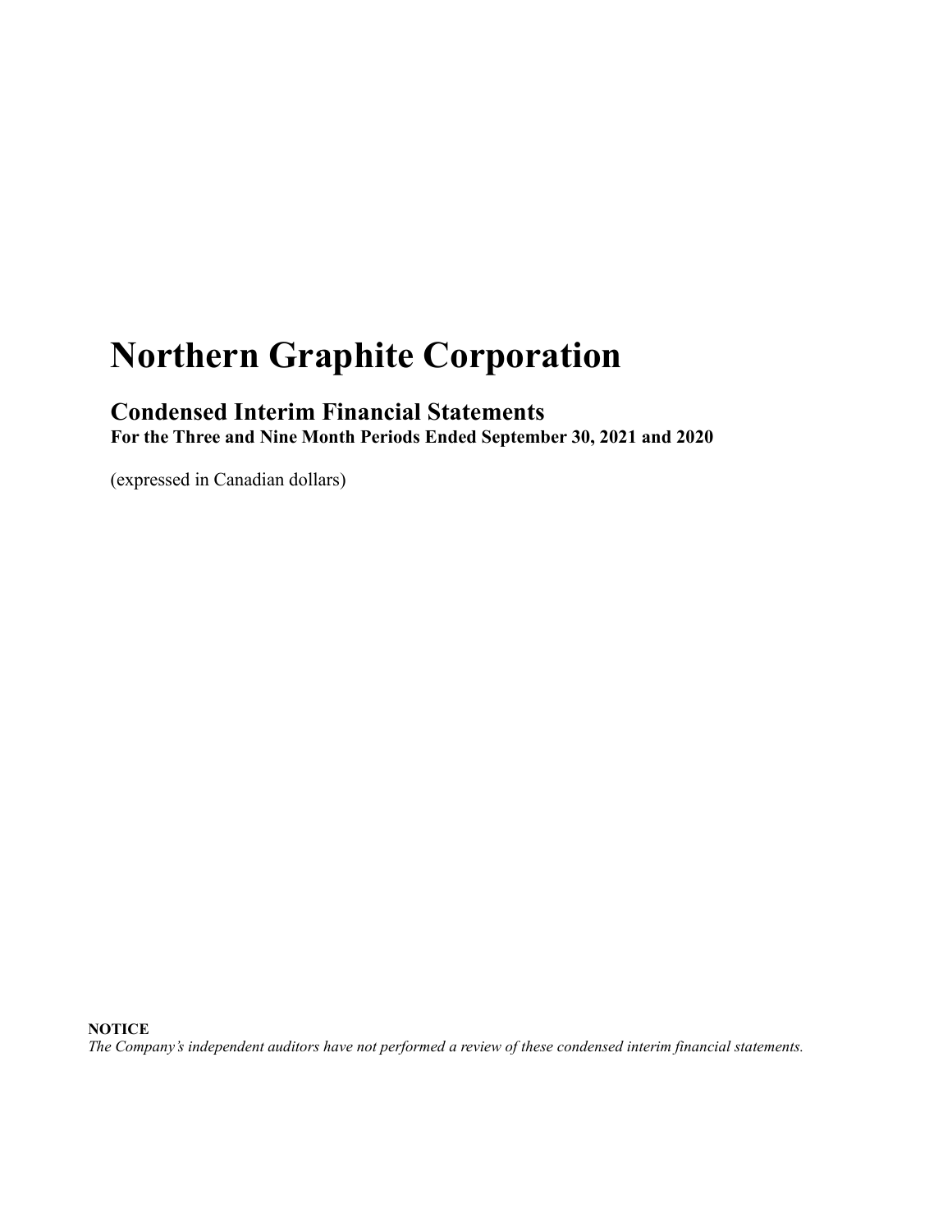# Northern Graphite Corporation

## Condensed Interim Financial Statements

**For the Three and Nine Month Periods Ended September 30, 2021 and 2020**

(expressed in Canadian dollars)

**NOTICE**

*The Company's independent auditors have not performed a review of these condensed interim financial statements.*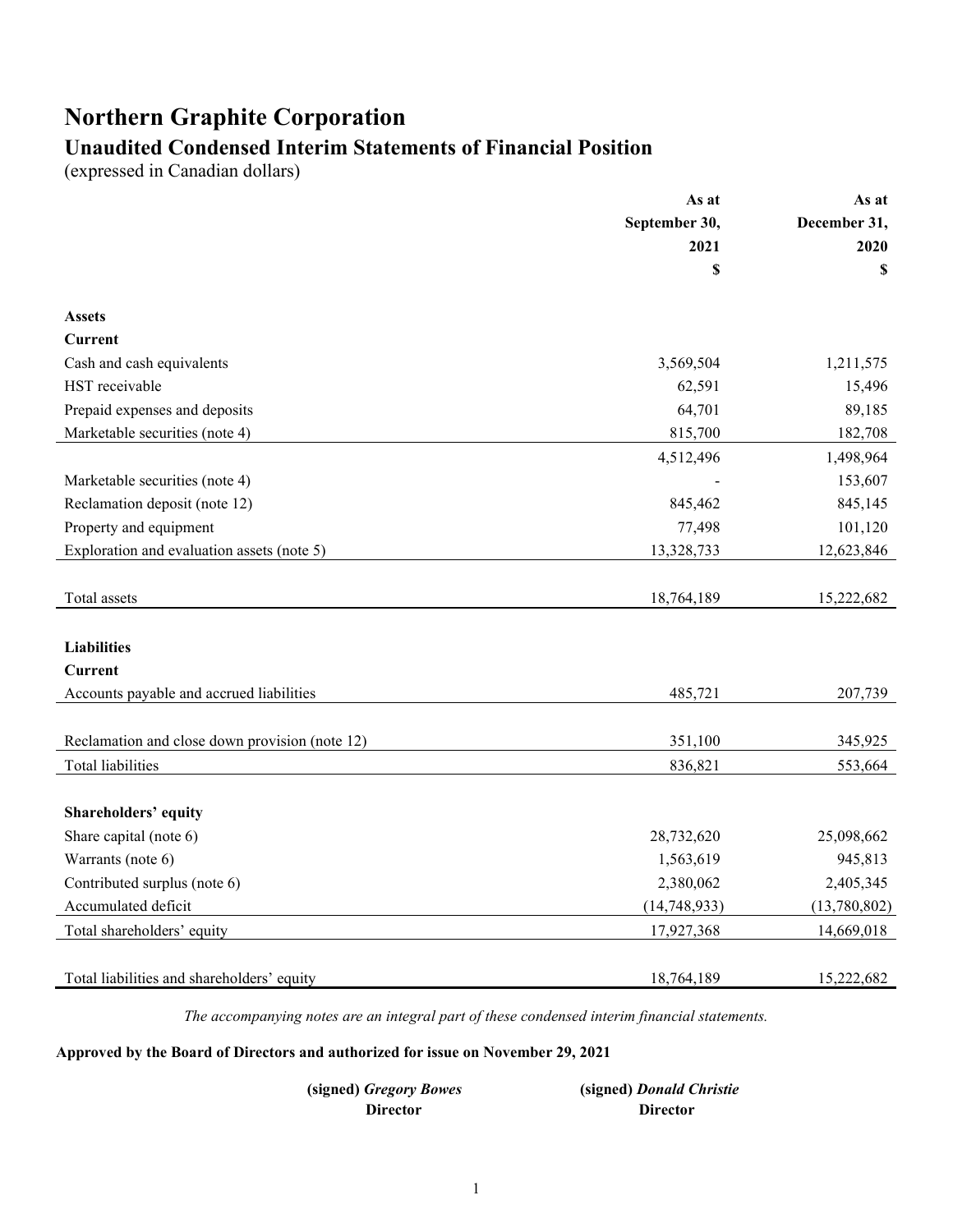# Northern Graphite Corporation

## Unaudited Condensed Interim Statements of Financial Position

(expressed in Canadian dollars)

| | As at September 30, 2021 $ | As at December 31, 2020 $ |
|---|---|---|
| **Assets** | | |
| **Current** | | |
| Cash and cash equivalents | 3,569,504 | 1,211,575 |
| HST receivable | 62,591 | 15,496 |
| Prepaid expenses and deposits | 64,701 | 89,185 |
| Marketable securities (note 4) | 815,700 | 182,708 |
| | 4,512,496 | 1,498,964 |
| Marketable securities (note 4) | - | 153,607 |
| Reclamation deposit (note 12) | 845,462 | 845,145 |
| Property and equipment | 77,498 | 101,120 |
| Exploration and evaluation assets (note 5) | 13,328,733 | 12,623,846 |
| Total assets | 18,764,189 | 15,222,682 |
| **Liabilities** | | |
| **Current** | | |
| Accounts payable and accrued liabilities | 485,721 | 207,739 |
| Reclamation and close down provision (note 12) | 351,100 | 345,925 |
| Total liabilities | 836,821 | 553,664 |
| **Shareholders' equity** | | |
| Share capital (note 6) | 28,732,620 | 25,098,662 |
| Warrants (note 6) | 1,563,619 | 945,813 |
| Contributed surplus (note 6) | 2,380,062 | 2,405,345 |
| Accumulated deficit | (14,748,933) | (13,780,802) |
| Total shareholders' equity | 17,927,368 | 14,669,018 |
| Total liabilities and shareholders' equity | 18,764,189 | 15,222,682 |

*The accompanying notes are an integral part of these condensed interim financial statements.*

**Approved by the Board of Directors and authorized for issue on November 29, 2021**

**(signed)** ***Gregory Bowes***
**Director**

**(signed)** ***Donald Christie***
**Director**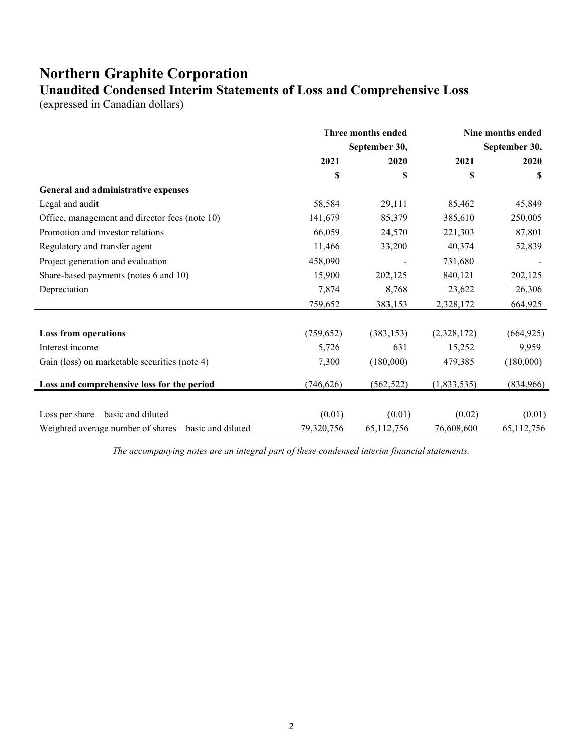# Northern Graphite Corporation

## Unaudited Condensed Interim Statements of Loss and Comprehensive Loss

(expressed in Canadian dollars)

| | Three months ended September 30, | | Nine months ended September 30, | |
|---|---|---|---|---|
| | 2021 | 2020 | 2021 | 2020 |
| | $ | $ | $ | $ |
| **General and administrative expenses** | | | | |
| Legal and audit | 58,584 | 29,111 | 85,462 | 45,849 |
| Office, management and director fees (note 10) | 141,679 | 85,379 | 385,610 | 250,005 |
| Promotion and investor relations | 66,059 | 24,570 | 221,303 | 87,801 |
| Regulatory and transfer agent | 11,466 | 33,200 | 40,374 | 52,839 |
| Project generation and evaluation | 458,090 | - | 731,680 | - |
| Share-based payments (notes 6 and 10) | 15,900 | 202,125 | 840,121 | 202,125 |
| Depreciation | 7,874 | 8,768 | 23,622 | 26,306 |
| | 759,652 | 383,153 | 2,328,172 | 664,925 |
| **Loss from operations** | (759,652) | (383,153) | (2,328,172) | (664,925) |
| Interest income | 5,726 | 631 | 15,252 | 9,959 |
| Gain (loss) on marketable securities (note 4) | 7,300 | (180,000) | 479,385 | (180,000) |
| **Loss and comprehensive loss for the period** | (746,626) | (562,522) | (1,833,535) | (834,966) |
| Loss per share – basic and diluted | (0.01) | (0.01) | (0.02) | (0.01) |
| Weighted average number of shares – basic and diluted | 79,320,756 | 65,112,756 | 76,608,600 | 65,112,756 |

*The accompanying notes are an integral part of these condensed interim financial statements.*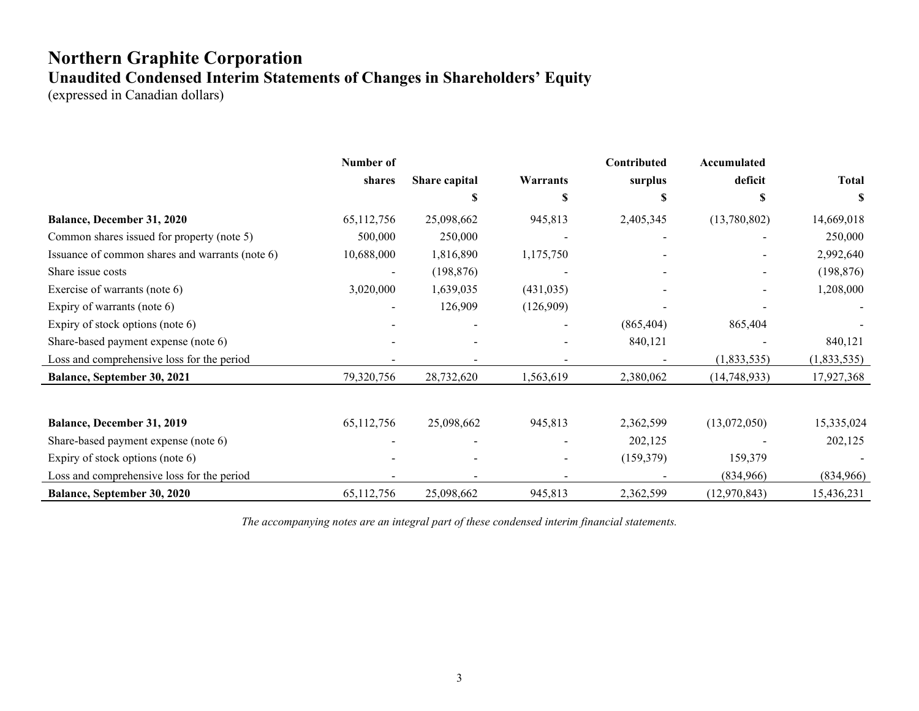# Northern Graphite Corporation

## Unaudited Condensed Interim Statements of Changes in Shareholders' Equity

(expressed in Canadian dollars)

| | Number of shares | Share capital | Warrants | Contributed surplus | Accumulated deficit | Total |
|---|---|---|---|---|---|---|
| | | $ | $ | $ | $ | $ |
| **Balance, December 31, 2020** | 65,112,756 | 25,098,662 | 945,813 | 2,405,345 | (13,780,802) | 14,669,018 |
| Common shares issued for property (note 5) | 500,000 | 250,000 | - | - | - | 250,000 |
| Issuance of common shares and warrants (note 6) | 10,688,000 | 1,816,890 | 1,175,750 | - | - | 2,992,640 |
| Share issue costs | - | (198,876) | - | - | - | (198,876) |
| Exercise of warrants (note 6) | 3,020,000 | 1,639,035 | (431,035) | - | - | 1,208,000 |
| Expiry of warrants (note 6) | - | 126,909 | (126,909) | - | - | - |
| Expiry of stock options (note 6) | - | - | - | (865,404) | 865,404 | - |
| Share-based payment expense (note 6) | - | - | - | 840,121 | - | 840,121 |
| Loss and comprehensive loss for the period | - | - | - | - | (1,833,535) | (1,833,535) |
| **Balance, September 30, 2021** | 79,320,756 | 28,732,620 | 1,563,619 | 2,380,062 | (14,748,933) | 17,927,368 |
| | | | | | | |
| **Balance, December 31, 2019** | 65,112,756 | 25,098,662 | 945,813 | 2,362,599 | (13,072,050) | 15,335,024 |
| Share-based payment expense (note 6) | - | - | - | 202,125 | - | 202,125 |
| Expiry of stock options (note 6) | - | - | - | (159,379) | 159,379 | - |
| Loss and comprehensive loss for the period | - | - | - | - | (834,966) | (834,966) |
| **Balance, September 30, 2020** | 65,112,756 | 25,098,662 | 945,813 | 2,362,599 | (12,970,843) | 15,436,231 |

*The accompanying notes are an integral part of these condensed interim financial statements.*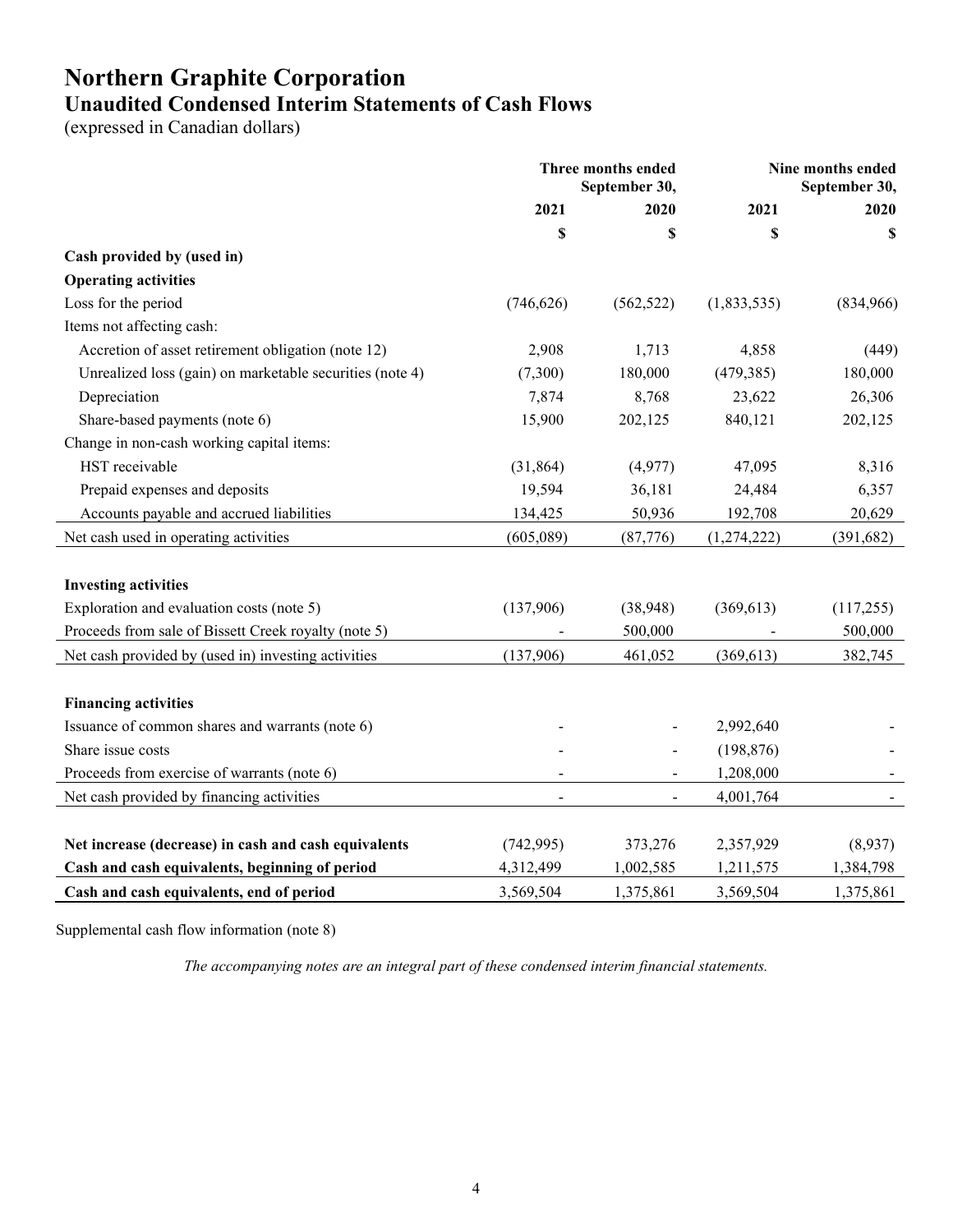# Northern Graphite Corporation

## Unaudited Condensed Interim Statements of Cash Flows

(expressed in Canadian dollars)

| | Three months ended September 30, | | Nine months ended September 30, | |
|---|---|---|---|---|
| | 2021 | 2020 | 2021 | 2020 |
| | $ | $ | $ | $ |
| **Cash provided by (used in)** | | | | |
| **Operating activities** | | | | |
| Loss for the period | (746,626) | (562,522) | (1,833,535) | (834,966) |
| Items not affecting cash: | | | | |
| Accretion of asset retirement obligation (note 12) | 2,908 | 1,713 | 4,858 | (449) |
| Unrealized loss (gain) on marketable securities (note 4) | (7,300) | 180,000 | (479,385) | 180,000 |
| Depreciation | 7,874 | 8,768 | 23,622 | 26,306 |
| Share-based payments (note 6) | 15,900 | 202,125 | 840,121 | 202,125 |
| Change in non-cash working capital items: | | | | |
| HST receivable | (31,864) | (4,977) | 47,095 | 8,316 |
| Prepaid expenses and deposits | 19,594 | 36,181 | 24,484 | 6,357 |
| Accounts payable and accrued liabilities | 134,425 | 50,936 | 192,708 | 20,629 |
| Net cash used in operating activities | (605,089) | (87,776) | (1,274,222) | (391,682) |
| | | | | |
| **Investing activities** | | | | |
| Exploration and evaluation costs (note 5) | (137,906) | (38,948) | (369,613) | (117,255) |
| Proceeds from sale of Bissett Creek royalty (note 5) | - | 500,000 | - | 500,000 |
| Net cash provided by (used in) investing activities | (137,906) | 461,052 | (369,613) | 382,745 |
| | | | | |
| **Financing activities** | | | | |
| Issuance of common shares and warrants (note 6) | - | - | 2,992,640 | - |
| Share issue costs | - | - | (198,876) | - |
| Proceeds from exercise of warrants (note 6) | - | - | 1,208,000 | - |
| Net cash provided by financing activities | - | - | 4,001,764 | - |
| | | | | |
| **Net increase (decrease) in cash and cash equivalents** | (742,995) | 373,276 | 2,357,929 | (8,937) |
| **Cash and cash equivalents, beginning of period** | 4,312,499 | 1,002,585 | 1,211,575 | 1,384,798 |
| **Cash and cash equivalents, end of period** | 3,569,504 | 1,375,861 | 3,569,504 | 1,375,861 |

Supplemental cash flow information (note 8)

*The accompanying notes are an integral part of these condensed interim financial statements.*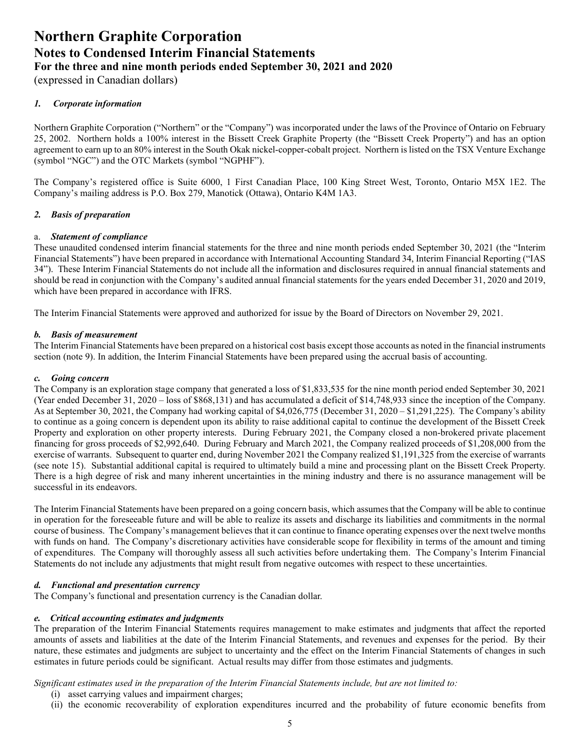# Northern Graphite Corporation

## Notes to Condensed Interim Financial Statements

## For the three and nine month periods ended September 30, 2021 and 2020

(expressed in Canadian dollars)

### *1. Corporate information*

Northern Graphite Corporation ("Northern" or the "Company") was incorporated under the laws of the Province of Ontario on February 25, 2002. Northern holds a 100% interest in the Bissett Creek Graphite Property (the "Bissett Creek Property") and has an option agreement to earn up to an 80% interest in the South Okak nickel-copper-cobalt project. Northern is listed on the TSX Venture Exchange (symbol "NGC") and the OTC Markets (symbol "NGPHF").

The Company's registered office is Suite 6000, 1 First Canadian Place, 100 King Street West, Toronto, Ontario M5X 1E2. The Company's mailing address is P.O. Box 279, Manotick (Ottawa), Ontario K4M 1A3.

### *2. Basis of preparation*

a. ***Statement of compliance***

These unaudited condensed interim financial statements for the three and nine month periods ended September 30, 2021 (the "Interim Financial Statements") have been prepared in accordance with International Accounting Standard 34, Interim Financial Reporting ("IAS 34"). These Interim Financial Statements do not include all the information and disclosures required in annual financial statements and should be read in conjunction with the Company's audited annual financial statements for the years ended December 31, 2020 and 2019, which have been prepared in accordance with IFRS.

The Interim Financial Statements were approved and authorized for issue by the Board of Directors on November 29, 2021.

***b. Basis of measurement***

The Interim Financial Statements have been prepared on a historical cost basis except those accounts as noted in the financial instruments section (note 9). In addition, the Interim Financial Statements have been prepared using the accrual basis of accounting.

***c. Going concern***

The Company is an exploration stage company that generated a loss of $1,833,535 for the nine month period ended September 30, 2021 (Year ended December 31, 2020 – loss of $868,131) and has accumulated a deficit of $14,748,933 since the inception of the Company. As at September 30, 2021, the Company had working capital of $4,026,775 (December 31, 2020 – $1,291,225). The Company's ability to continue as a going concern is dependent upon its ability to raise additional capital to continue the development of the Bissett Creek Property and exploration on other property interests. During February 2021, the Company closed a non-brokered private placement financing for gross proceeds of $2,992,640. During February and March 2021, the Company realized proceeds of $1,208,000 from the exercise of warrants. Subsequent to quarter end, during November 2021 the Company realized $1,191,325 from the exercise of warrants (see note 15). Substantial additional capital is required to ultimately build a mine and processing plant on the Bissett Creek Property. There is a high degree of risk and many inherent uncertainties in the mining industry and there is no assurance management will be successful in its endeavors.

The Interim Financial Statements have been prepared on a going concern basis, which assumes that the Company will be able to continue in operation for the foreseeable future and will be able to realize its assets and discharge its liabilities and commitments in the normal course of business. The Company's management believes that it can continue to finance operating expenses over the next twelve months with funds on hand. The Company's discretionary activities have considerable scope for flexibility in terms of the amount and timing of expenditures. The Company will thoroughly assess all such activities before undertaking them. The Company's Interim Financial Statements do not include any adjustments that might result from negative outcomes with respect to these uncertainties.

***d. Functional and presentation currency***

The Company's functional and presentation currency is the Canadian dollar.

***e. Critical accounting estimates and judgments***

The preparation of the Interim Financial Statements requires management to make estimates and judgments that affect the reported amounts of assets and liabilities at the date of the Interim Financial Statements, and revenues and expenses for the period. By their nature, these estimates and judgments are subject to uncertainty and the effect on the Interim Financial Statements of changes in such estimates in future periods could be significant. Actual results may differ from those estimates and judgments.

*Significant estimates used in the preparation of the Interim Financial Statements include, but are not limited to:*

(i) asset carrying values and impairment charges;
(ii) the economic recoverability of exploration expenditures incurred and the probability of future economic benefits from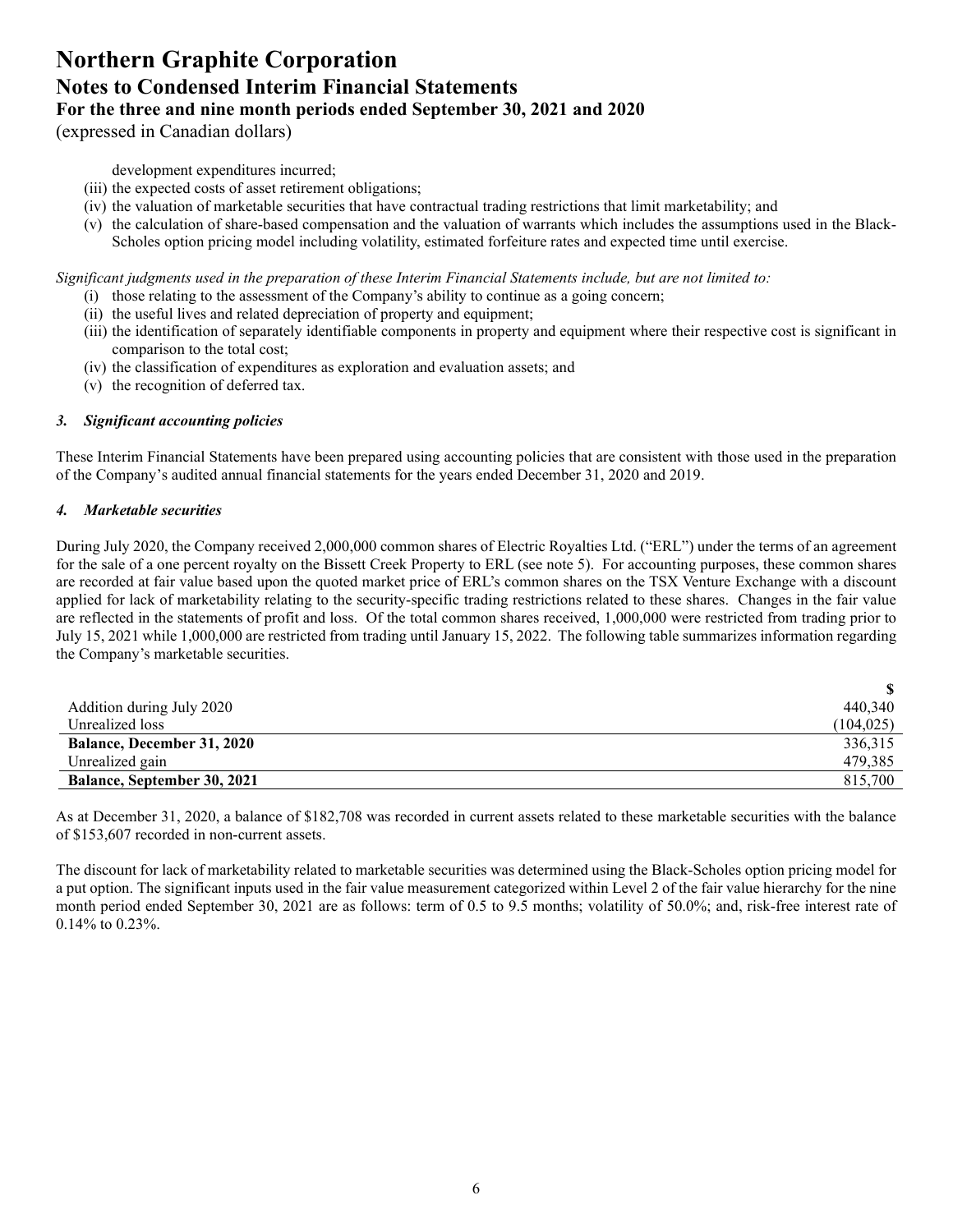development expenditures incurred;

(iii) the expected costs of asset retirement obligations;

(iv) the valuation of marketable securities that have contractual trading restrictions that limit marketability; and

(v) the calculation of share-based compensation and the valuation of warrants which includes the assumptions used in the Black-Scholes option pricing model including volatility, estimated forfeiture rates and expected time until exercise.

*Significant judgments used in the preparation of these Interim Financial Statements include, but are not limited to:*

(i) those relating to the assessment of the Company's ability to continue as a going concern;

(ii) the useful lives and related depreciation of property and equipment;

(iii) the identification of separately identifiable components in property and equipment where their respective cost is significant in comparison to the total cost;

(iv) the classification of expenditures as exploration and evaluation assets; and

(v) the recognition of deferred tax.

### *3. Significant accounting policies*

These Interim Financial Statements have been prepared using accounting policies that are consistent with those used in the preparation of the Company's audited annual financial statements for the years ended December 31, 2020 and 2019.

### *4. Marketable securities*

During July 2020, the Company received 2,000,000 common shares of Electric Royalties Ltd. ("ERL") under the terms of an agreement for the sale of a one percent royalty on the Bissett Creek Property to ERL (see note 5). For accounting purposes, these common shares are recorded at fair value based upon the quoted market price of ERL's common shares on the TSX Venture Exchange with a discount applied for lack of marketability relating to the security-specific trading restrictions related to these shares. Changes in the fair value are reflected in the statements of profit and loss. Of the total common shares received, 1,000,000 were restricted from trading prior to July 15, 2021 while 1,000,000 are restricted from trading until January 15, 2022. The following table summarizes information regarding the Company's marketable securities.

| | $ |
|---|---|
| Addition during July 2020 | 440,340 |
| Unrealized loss | (104,025) |
| **Balance, December 31, 2020** | 336,315 |
| Unrealized gain | 479,385 |
| **Balance, September 30, 2021** | 815,700 |

As at December 31, 2020, a balance of $182,708 was recorded in current assets related to these marketable securities with the balance of $153,607 recorded in non-current assets.

The discount for lack of marketability related to marketable securities was determined using the Black-Scholes option pricing model for a put option. The significant inputs used in the fair value measurement categorized within Level 2 of the fair value hierarchy for the nine month period ended September 30, 2021 are as follows: term of 0.5 to 9.5 months; volatility of 50.0%; and, risk-free interest rate of 0.14% to 0.23%.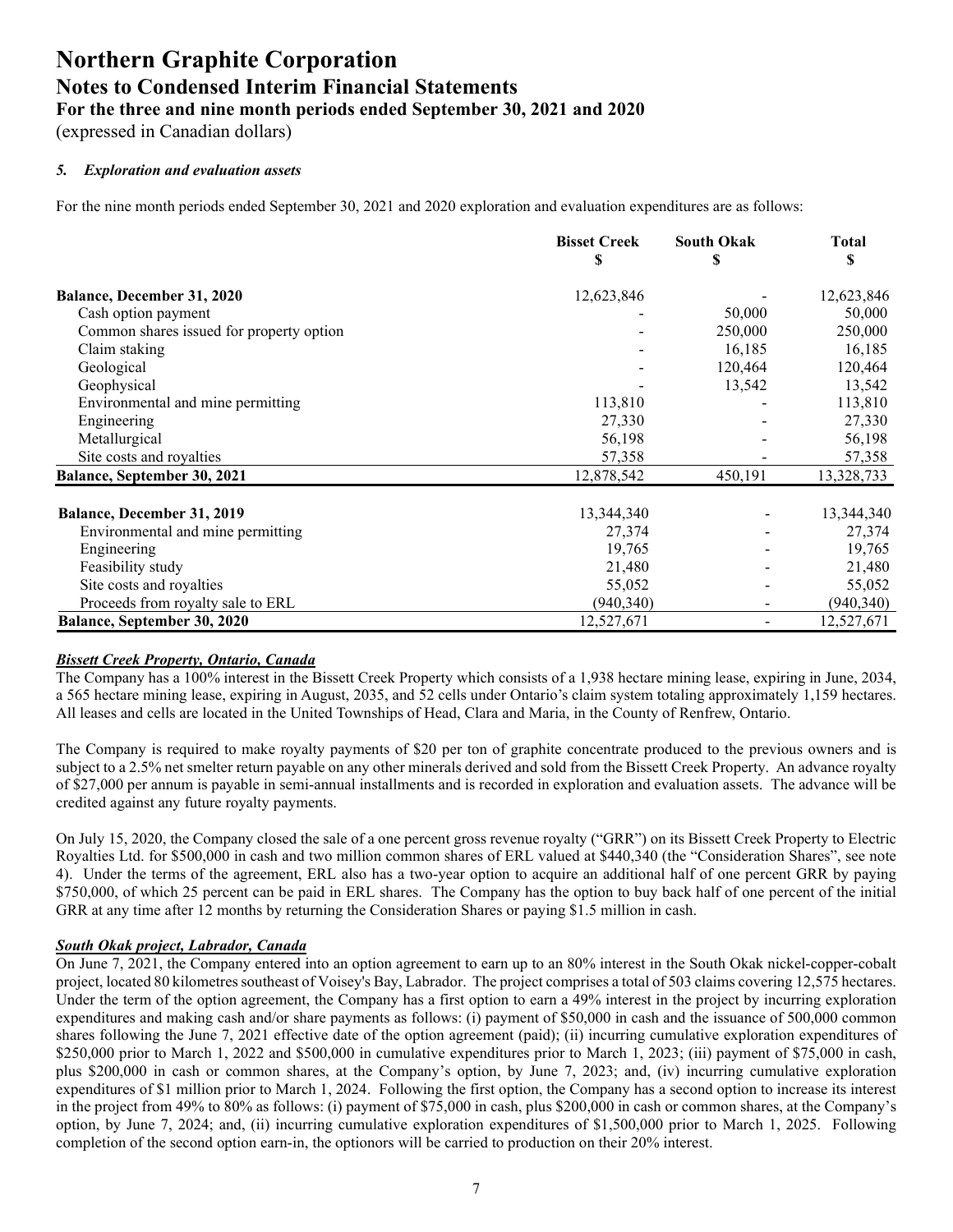# Northern Graphite Corporation
## Notes to Condensed Interim Financial Statements
### For the three and nine month periods ended September 30, 2021 and 2020
(expressed in Canadian dollars)

### *5. Exploration and evaluation assets*

For the nine month periods ended September 30, 2021 and 2020 exploration and evaluation expenditures are as follows:

| | Bisset Creek $ | South Okak $ | Total $ |
|---|---|---|---|
| **Balance, December 31, 2020** | 12,623,846 | - | 12,623,846 |
| Cash option payment | - | 50,000 | 50,000 |
| Common shares issued for property option | - | 250,000 | 250,000 |
| Claim staking | - | 16,185 | 16,185 |
| Geological | - | 120,464 | 120,464 |
| Geophysical | - | 13,542 | 13,542 |
| Environmental and mine permitting | 113,810 | - | 113,810 |
| Engineering | 27,330 | - | 27,330 |
| Metallurgical | 56,198 | - | 56,198 |
| Site costs and royalties | 57,358 | - | 57,358 |
| **Balance, September 30, 2021** | 12,878,542 | 450,191 | 13,328,733 |
| | | | |
| **Balance, December 31, 2019** | 13,344,340 | - | 13,344,340 |
| Environmental and mine permitting | 27,374 | - | 27,374 |
| Engineering | 19,765 | - | 19,765 |
| Feasibility study | 21,480 | - | 21,480 |
| Site costs and royalties | 55,052 | - | 55,052 |
| Proceeds from royalty sale to ERL | (940,340) | - | (940,340) |
| **Balance, September 30, 2020** | 12,527,671 | - | 12,527,671 |

***Bissett Creek Property, Ontario, Canada***

The Company has a 100% interest in the Bissett Creek Property which consists of a 1,938 hectare mining lease, expiring in June, 2034, a 565 hectare mining lease, expiring in August, 2035, and 52 cells under Ontario's claim system totaling approximately 1,159 hectares. All leases and cells are located in the United Townships of Head, Clara and Maria, in the County of Renfrew, Ontario.

The Company is required to make royalty payments of $20 per ton of graphite concentrate produced to the previous owners and is subject to a 2.5% net smelter return payable on any other minerals derived and sold from the Bissett Creek Property. An advance royalty of $27,000 per annum is payable in semi-annual installments and is recorded in exploration and evaluation assets. The advance will be credited against any future royalty payments.

On July 15, 2020, the Company closed the sale of a one percent gross revenue royalty ("GRR") on its Bissett Creek Property to Electric Royalties Ltd. for $500,000 in cash and two million common shares of ERL valued at $440,340 (the "Consideration Shares", see note 4). Under the terms of the agreement, ERL also has a two-year option to acquire an additional half of one percent GRR by paying $750,000, of which 25 percent can be paid in ERL shares. The Company has the option to buy back half of one percent of the initial GRR at any time after 12 months by returning the Consideration Shares or paying $1.5 million in cash.

***South Okak project, Labrador, Canada***

On June 7, 2021, the Company entered into an option agreement to earn up to an 80% interest in the South Okak nickel-copper-cobalt project, located 80 kilometres southeast of Voisey's Bay, Labrador. The project comprises a total of 503 claims covering 12,575 hectares. Under the term of the option agreement, the Company has a first option to earn a 49% interest in the project by incurring exploration expenditures and making cash and/or share payments as follows: (i) payment of $50,000 in cash and the issuance of 500,000 common shares following the June 7, 2021 effective date of the option agreement (paid); (ii) incurring cumulative exploration expenditures of $250,000 prior to March 1, 2022 and $500,000 in cumulative expenditures prior to March 1, 2023; (iii) payment of $75,000 in cash, plus $200,000 in cash or common shares, at the Company's option, by June 7, 2023; and, (iv) incurring cumulative exploration expenditures of $1 million prior to March 1, 2024. Following the first option, the Company has a second option to increase its interest in the project from 49% to 80% as follows: (i) payment of $75,000 in cash, plus $200,000 in cash or common shares, at the Company's option, by June 7, 2024; and, (ii) incurring cumulative exploration expenditures of $1,500,000 prior to March 1, 2025. Following completion of the second option earn-in, the optionors will be carried to production on their 20% interest.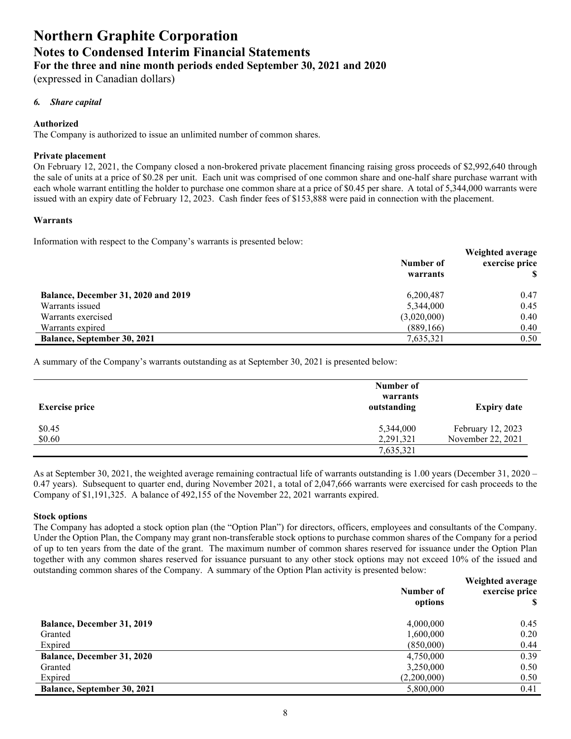# Northern Graphite Corporation
## Notes to Condensed Interim Financial Statements
### For the three and nine month periods ended September 30, 2021 and 2020
(expressed in Canadian dollars)

### *6. Share capital*

**Authorized**
The Company is authorized to issue an unlimited number of common shares.

**Private placement**
On February 12, 2021, the Company closed a non-brokered private placement financing raising gross proceeds of $2,992,640 through the sale of units at a price of $0.28 per unit. Each unit was comprised of one common share and one-half share purchase warrant with each whole warrant entitling the holder to purchase one common share at a price of $0.45 per share. A total of 5,344,000 warrants were issued with an expiry date of February 12, 2023. Cash finder fees of $153,888 were paid in connection with the placement.

**Warrants**

Information with respect to the Company's warrants is presented below:

| | Number of warrants | Weighted average exercise price $ |
|---|---|---|
| **Balance, December 31, 2020 and 2019** | 6,200,487 | 0.47 |
| Warrants issued | 5,344,000 | 0.45 |
| Warrants exercised | (3,020,000) | 0.40 |
| Warrants expired | (889,166) | 0.40 |
| **Balance, September 30, 2021** | 7,635,321 | 0.50 |

A summary of the Company's warrants outstanding as at September 30, 2021 is presented below:

| Exercise price | Number of warrants outstanding | Expiry date |
|---|---|---|
| $0.45 | 5,344,000 | February 12, 2023 |
| $0.60 | 2,291,321 | November 22, 2021 |
| | 7,635,321 | |

As at September 30, 2021, the weighted average remaining contractual life of warrants outstanding is 1.00 years (December 31, 2020 – 0.47 years). Subsequent to quarter end, during November 2021, a total of 2,047,666 warrants were exercised for cash proceeds to the Company of $1,191,325. A balance of 492,155 of the November 22, 2021 warrants expired.

**Stock options**
The Company has adopted a stock option plan (the "Option Plan") for directors, officers, employees and consultants of the Company. Under the Option Plan, the Company may grant non-transferable stock options to purchase common shares of the Company for a period of up to ten years from the date of the grant. The maximum number of common shares reserved for issuance under the Option Plan together with any common shares reserved for issuance pursuant to any other stock options may not exceed 10% of the issued and outstanding common shares of the Company. A summary of the Option Plan activity is presented below:

| | Number of options | Weighted average exercise price $ |
|---|---|---|
| **Balance, December 31, 2019** | 4,000,000 | 0.45 |
| Granted | 1,600,000 | 0.20 |
| Expired | (850,000) | 0.44 |
| **Balance, December 31, 2020** | 4,750,000 | 0.39 |
| Granted | 3,250,000 | 0.50 |
| Expired | (2,200,000) | 0.50 |
| **Balance, September 30, 2021** | 5,800,000 | 0.41 |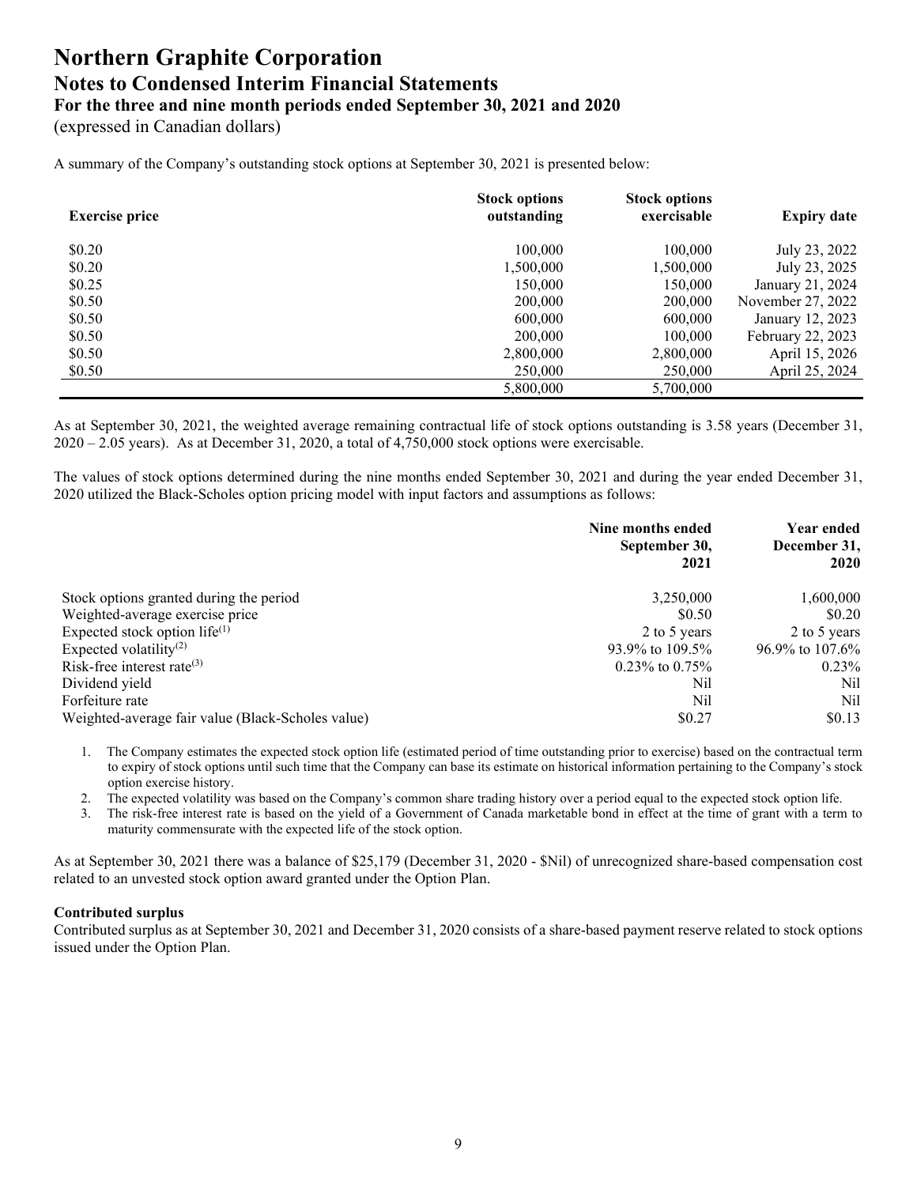A summary of the Company's outstanding stock options at September 30, 2021 is presented below:

| Exercise price | Stock options outstanding | Stock options exercisable | Expiry date |
|---|---|---|---|
| $0.20 | 100,000 | 100,000 | July 23, 2022 |
| $0.20 | 1,500,000 | 1,500,000 | July 23, 2025 |
| $0.25 | 150,000 | 150,000 | January 21, 2024 |
| $0.50 | 200,000 | 200,000 | November 27, 2022 |
| $0.50 | 600,000 | 600,000 | January 12, 2023 |
| $0.50 | 200,000 | 100,000 | February 22, 2023 |
| $0.50 | 2,800,000 | 2,800,000 | April 15, 2026 |
| $0.50 | 250,000 | 250,000 | April 25, 2024 |
| | 5,800,000 | 5,700,000 | |

As at September 30, 2021, the weighted average remaining contractual life of stock options outstanding is 3.58 years (December 31, 2020 – 2.05 years). As at December 31, 2020, a total of 4,750,000 stock options were exercisable.

The values of stock options determined during the nine months ended September 30, 2021 and during the year ended December 31, 2020 utilized the Black-Scholes option pricing model with input factors and assumptions as follows:

| | Nine months ended September 30, 2021 | Year ended December 31, 2020 |
|---|---|---|
| Stock options granted during the period | 3,250,000 | 1,600,000 |
| Weighted-average exercise price | $0.50 | $0.20 |
| Expected stock option life(1) | 2 to 5 years | 2 to 5 years |
| Expected volatility(2) | 93.9% to 109.5% | 96.9% to 107.6% |
| Risk-free interest rate(3) | 0.23% to 0.75% | 0.23% |
| Dividend yield | Nil | Nil |
| Forfeiture rate | Nil | Nil |
| Weighted-average fair value (Black-Scholes value) | $0.27 | $0.13 |

1. The Company estimates the expected stock option life (estimated period of time outstanding prior to exercise) based on the contractual term to expiry of stock options until such time that the Company can base its estimate on historical information pertaining to the Company's stock option exercise history.
2. The expected volatility was based on the Company's common share trading history over a period equal to the expected stock option life.
3. The risk-free interest rate is based on the yield of a Government of Canada marketable bond in effect at the time of grant with a term to maturity commensurate with the expected life of the stock option.

As at September 30, 2021 there was a balance of $25,179 (December 31, 2020 - $Nil) of unrecognized share-based compensation cost related to an unvested stock option award granted under the Option Plan.

**Contributed surplus**

Contributed surplus as at September 30, 2021 and December 31, 2020 consists of a share-based payment reserve related to stock options issued under the Option Plan.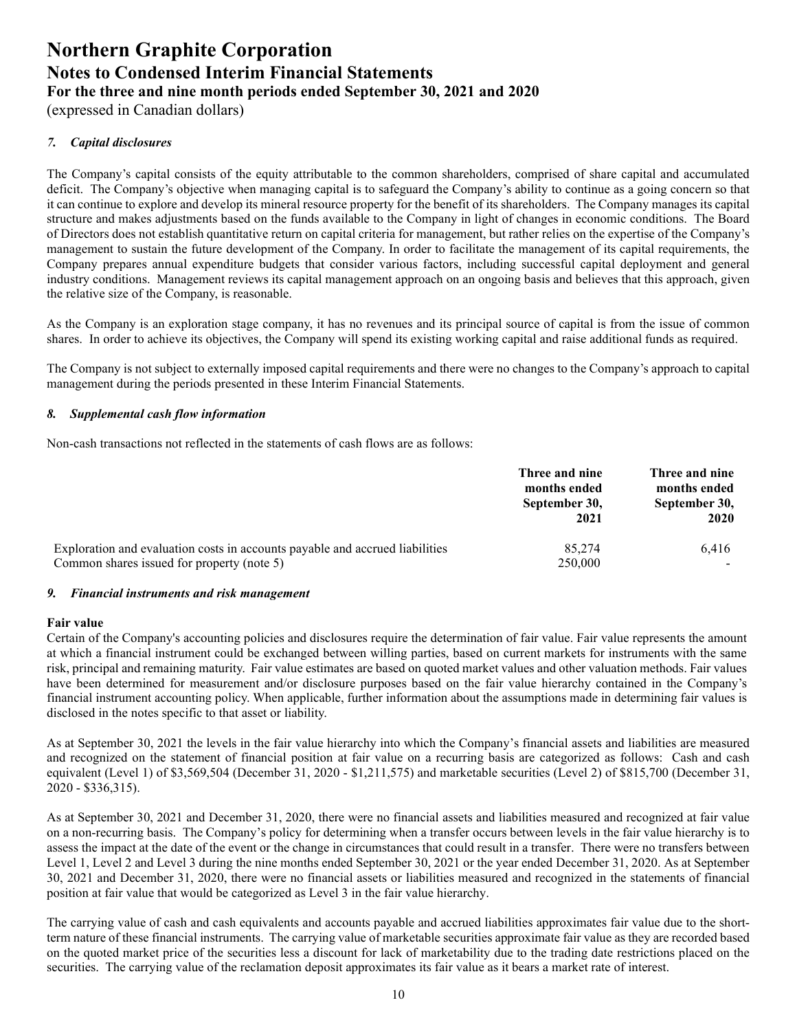# Northern Graphite Corporation
## Notes to Condensed Interim Financial Statements
### For the three and nine month periods ended September 30, 2021 and 2020
(expressed in Canadian dollars)

### *7. Capital disclosures*

The Company's capital consists of the equity attributable to the common shareholders, comprised of share capital and accumulated deficit. The Company's objective when managing capital is to safeguard the Company's ability to continue as a going concern so that it can continue to explore and develop its mineral resource property for the benefit of its shareholders. The Company manages its capital structure and makes adjustments based on the funds available to the Company in light of changes in economic conditions. The Board of Directors does not establish quantitative return on capital criteria for management, but rather relies on the expertise of the Company's management to sustain the future development of the Company. In order to facilitate the management of its capital requirements, the Company prepares annual expenditure budgets that consider various factors, including successful capital deployment and general industry conditions. Management reviews its capital management approach on an ongoing basis and believes that this approach, given the relative size of the Company, is reasonable.

As the Company is an exploration stage company, it has no revenues and its principal source of capital is from the issue of common shares. In order to achieve its objectives, the Company will spend its existing working capital and raise additional funds as required.

The Company is not subject to externally imposed capital requirements and there were no changes to the Company's approach to capital management during the periods presented in these Interim Financial Statements.

### *8. Supplemental cash flow information*

Non-cash transactions not reflected in the statements of cash flows are as follows:

| | Three and nine months ended September 30, 2021 | Three and nine months ended September 30, 2020 |
|---|---|---|
| Exploration and evaluation costs in accounts payable and accrued liabilities | 85,274 | 6,416 |
| Common shares issued for property (note 5) | 250,000 | - |

### *9. Financial instruments and risk management*

**Fair value**

Certain of the Company's accounting policies and disclosures require the determination of fair value. Fair value represents the amount at which a financial instrument could be exchanged between willing parties, based on current markets for instruments with the same risk, principal and remaining maturity. Fair value estimates are based on quoted market values and other valuation methods. Fair values have been determined for measurement and/or disclosure purposes based on the fair value hierarchy contained in the Company's financial instrument accounting policy. When applicable, further information about the assumptions made in determining fair values is disclosed in the notes specific to that asset or liability.

As at September 30, 2021 the levels in the fair value hierarchy into which the Company's financial assets and liabilities are measured and recognized on the statement of financial position at fair value on a recurring basis are categorized as follows: Cash and cash equivalent (Level 1) of $3,569,504 (December 31, 2020 - $1,211,575) and marketable securities (Level 2) of $815,700 (December 31, 2020 - $336,315).

As at September 30, 2021 and December 31, 2020, there were no financial assets and liabilities measured and recognized at fair value on a non-recurring basis. The Company's policy for determining when a transfer occurs between levels in the fair value hierarchy is to assess the impact at the date of the event or the change in circumstances that could result in a transfer. There were no transfers between Level 1, Level 2 and Level 3 during the nine months ended September 30, 2021 or the year ended December 31, 2020. As at September 30, 2021 and December 31, 2020, there were no financial assets or liabilities measured and recognized in the statements of financial position at fair value that would be categorized as Level 3 in the fair value hierarchy.

The carrying value of cash and cash equivalents and accounts payable and accrued liabilities approximates fair value due to the short-term nature of these financial instruments. The carrying value of marketable securities approximate fair value as they are recorded based on the quoted market price of the securities less a discount for lack of marketability due to the trading date restrictions placed on the securities. The carrying value of the reclamation deposit approximates its fair value as it bears a market rate of interest.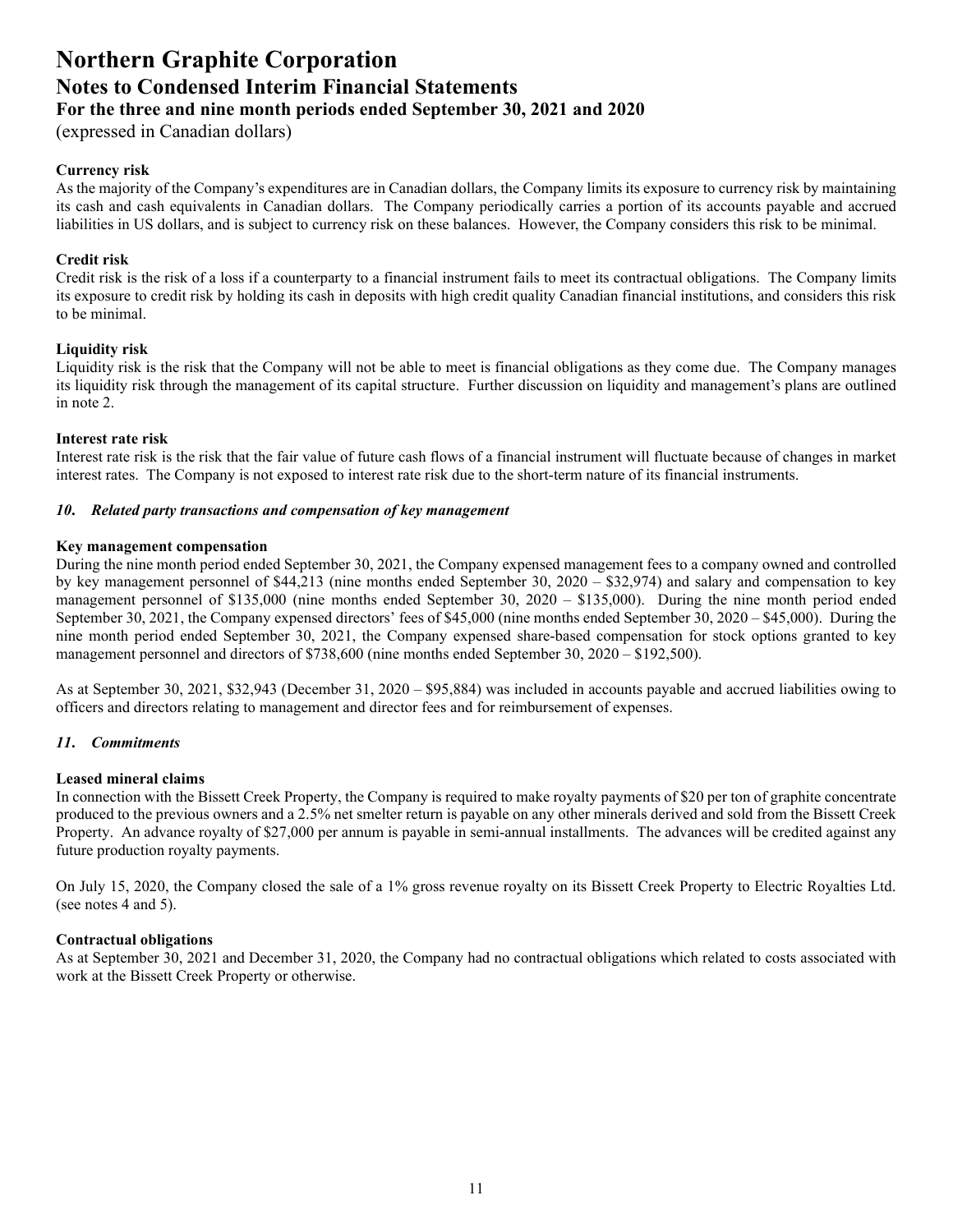**Currency risk**
As the majority of the Company's expenditures are in Canadian dollars, the Company limits its exposure to currency risk by maintaining its cash and cash equivalents in Canadian dollars. The Company periodically carries a portion of its accounts payable and accrued liabilities in US dollars, and is subject to currency risk on these balances. However, the Company considers this risk to be minimal.

**Credit risk**
Credit risk is the risk of a loss if a counterparty to a financial instrument fails to meet its contractual obligations. The Company limits its exposure to credit risk by holding its cash in deposits with high credit quality Canadian financial institutions, and considers this risk to be minimal.

**Liquidity risk**
Liquidity risk is the risk that the Company will not be able to meet is financial obligations as they come due. The Company manages its liquidity risk through the management of its capital structure. Further discussion on liquidity and management's plans are outlined in note 2.

**Interest rate risk**
Interest rate risk is the risk that the fair value of future cash flows of a financial instrument will fluctuate because of changes in market interest rates. The Company is not exposed to interest rate risk due to the short-term nature of its financial instruments.

## *10. Related party transactions and compensation of key management*

**Key management compensation**
During the nine month period ended September 30, 2021, the Company expensed management fees to a company owned and controlled by key management personnel of $44,213 (nine months ended September 30, 2020 – $32,974) and salary and compensation to key management personnel of $135,000 (nine months ended September 30, 2020 – $135,000). During the nine month period ended September 30, 2021, the Company expensed directors' fees of $45,000 (nine months ended September 30, 2020 – $45,000). During the nine month period ended September 30, 2021, the Company expensed share-based compensation for stock options granted to key management personnel and directors of $738,600 (nine months ended September 30, 2020 – $192,500).

As at September 30, 2021, $32,943 (December 31, 2020 – $95,884) was included in accounts payable and accrued liabilities owing to officers and directors relating to management and director fees and for reimbursement of expenses.

## *11. Commitments*

**Leased mineral claims**
In connection with the Bissett Creek Property, the Company is required to make royalty payments of $20 per ton of graphite concentrate produced to the previous owners and a 2.5% net smelter return is payable on any other minerals derived and sold from the Bissett Creek Property. An advance royalty of $27,000 per annum is payable in semi-annual installments. The advances will be credited against any future production royalty payments.

On July 15, 2020, the Company closed the sale of a 1% gross revenue royalty on its Bissett Creek Property to Electric Royalties Ltd. (see notes 4 and 5).

**Contractual obligations**
As at September 30, 2021 and December 31, 2020, the Company had no contractual obligations which related to costs associated with work at the Bissett Creek Property or otherwise.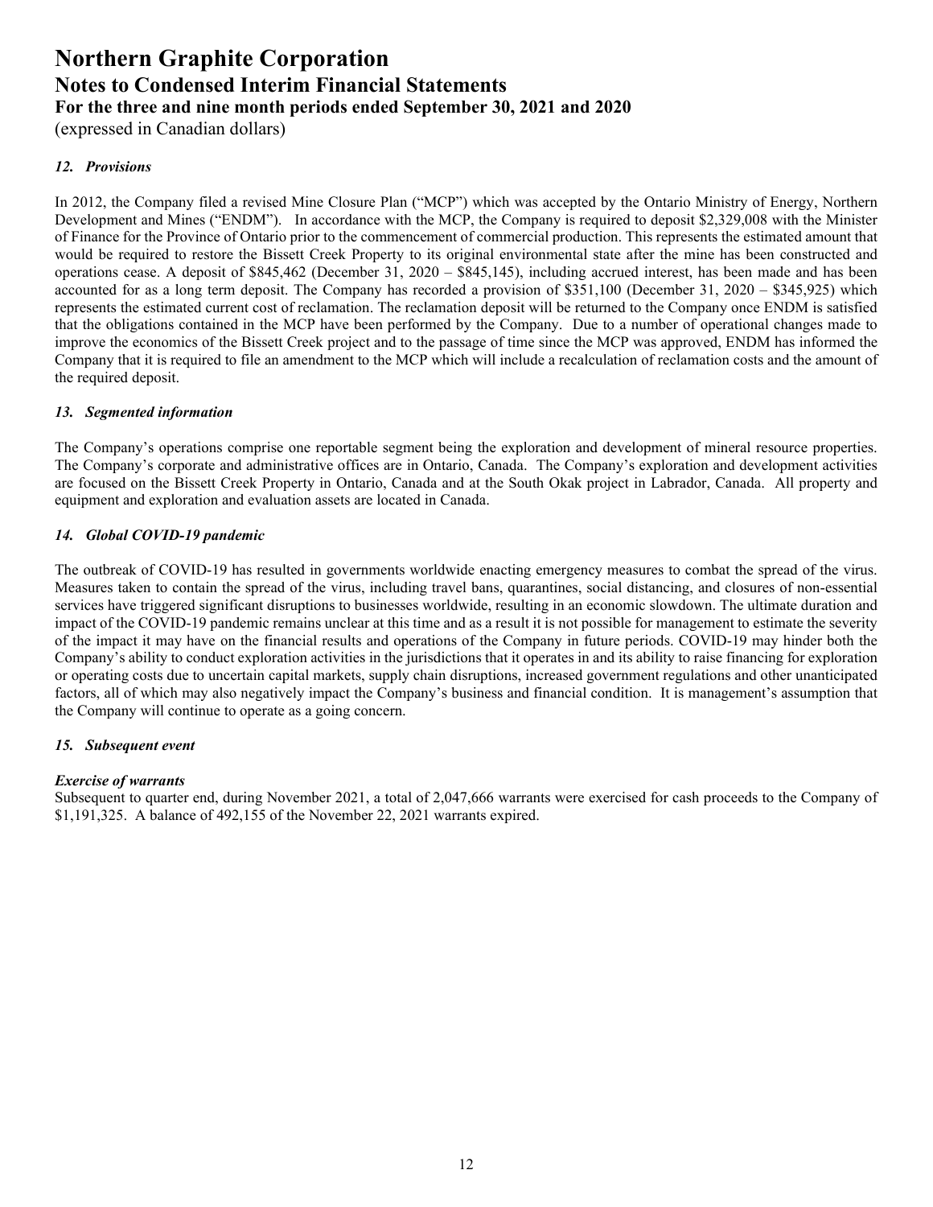### *12. Provisions*

In 2012, the Company filed a revised Mine Closure Plan ("MCP") which was accepted by the Ontario Ministry of Energy, Northern Development and Mines ("ENDM"). In accordance with the MCP, the Company is required to deposit $2,329,008 with the Minister of Finance for the Province of Ontario prior to the commencement of commercial production. This represents the estimated amount that would be required to restore the Bissett Creek Property to its original environmental state after the mine has been constructed and operations cease. A deposit of $845,462 (December 31, 2020 – $845,145), including accrued interest, has been made and has been accounted for as a long term deposit. The Company has recorded a provision of $351,100 (December 31, 2020 – $345,925) which represents the estimated current cost of reclamation. The reclamation deposit will be returned to the Company once ENDM is satisfied that the obligations contained in the MCP have been performed by the Company. Due to a number of operational changes made to improve the economics of the Bissett Creek project and to the passage of time since the MCP was approved, ENDM has informed the Company that it is required to file an amendment to the MCP which will include a recalculation of reclamation costs and the amount of the required deposit.

### *13. Segmented information*

The Company's operations comprise one reportable segment being the exploration and development of mineral resource properties. The Company's corporate and administrative offices are in Ontario, Canada. The Company's exploration and development activities are focused on the Bissett Creek Property in Ontario, Canada and at the South Okak project in Labrador, Canada. All property and equipment and exploration and evaluation assets are located in Canada.

### *14. Global COVID-19 pandemic*

The outbreak of COVID-19 has resulted in governments worldwide enacting emergency measures to combat the spread of the virus. Measures taken to contain the spread of the virus, including travel bans, quarantines, social distancing, and closures of non-essential services have triggered significant disruptions to businesses worldwide, resulting in an economic slowdown. The ultimate duration and impact of the COVID-19 pandemic remains unclear at this time and as a result it is not possible for management to estimate the severity of the impact it may have on the financial results and operations of the Company in future periods. COVID-19 may hinder both the Company's ability to conduct exploration activities in the jurisdictions that it operates in and its ability to raise financing for exploration or operating costs due to uncertain capital markets, supply chain disruptions, increased government regulations and other unanticipated factors, all of which may also negatively impact the Company's business and financial condition. It is management's assumption that the Company will continue to operate as a going concern.

### *15. Subsequent event*

***Exercise of warrants***

Subsequent to quarter end, during November 2021, a total of 2,047,666 warrants were exercised for cash proceeds to the Company of $1,191,325. A balance of 492,155 of the November 22, 2021 warrants expired.